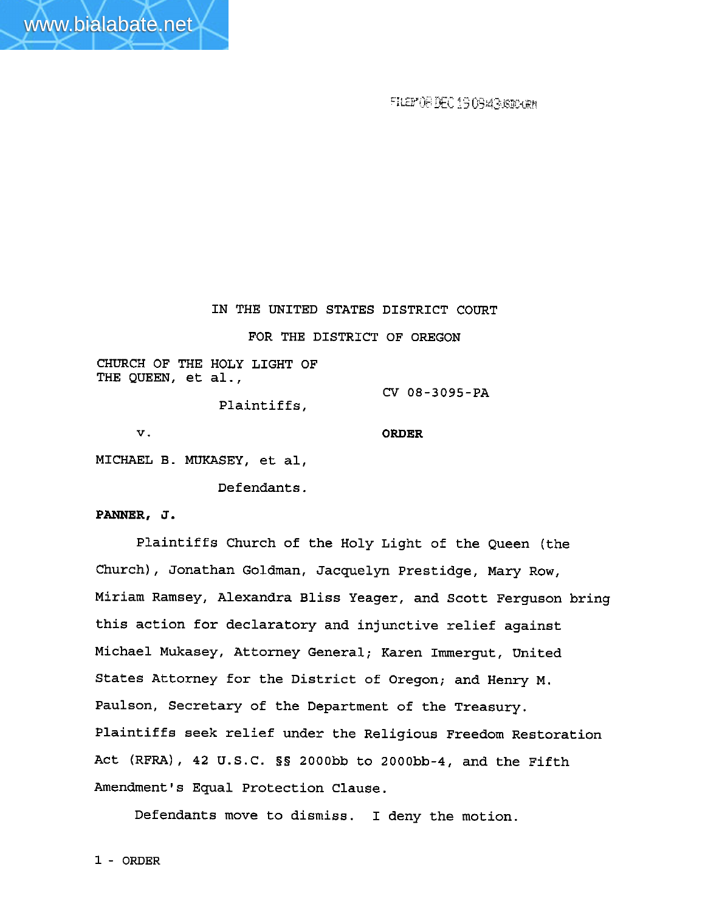FILED'08 DEC 19 09:43 USDC-ORM

IN THE UNITED STATES DISTRICT COURT

FOR THE DISTRICT OF OREGON

CHURCH OF THE HOLY LIGHT OF THE QUEEN, et al.,

Plaintiffs,

v.

MICHAEL B. MUKASEY, et al,

Defendants.

CV 08-3095-PA

**ORDER**

**PANNER, J.**

Plaintiffs Church of the Holy Light of the Queen (the Church), Jonathan Goldman, Jacquelyn Prestidge, Mary Row, Miriam Ramsey, Alexandra Bliss Yeager, and Scott Ferguson bring this action for declaratory and injunctive relief against Michael Mukasey, Attorney General; Karen Immergut, United States Attorney for the District of Oregon; and Henry M. Paulson, Secretary of the Department of the Treasury. Plaintiffs seek relief under the Religious Freedom Restoration Act (RFRA), 42 U.S.C. §§ 2000bb to 2000bb-4, and the Fifth Amendment's Equal Protection Clause.

Defendants move to dismiss. I deny the motion.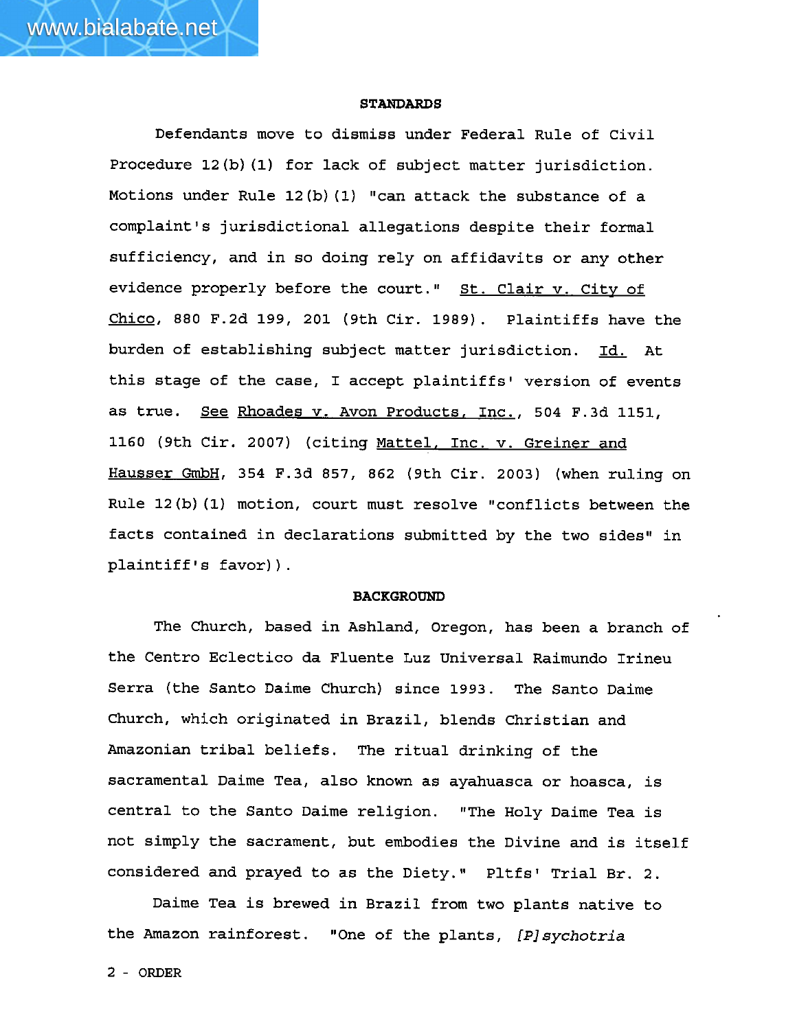## STANDARDS

Defendants move to dismiss under Federal Rule of Civil Procedure 12(b)(1) for lack of subject matter jurisdiction. Motions under Rule 12(b)(1) "can attack the substance of a complaint's jurisdictional allegations despite their formal sufficiency, and in so doing rely on affidavits or any other evidence properly before the court." St. Clair v. City of Chico, 880 F.2d 199, 201 (9th Cir. 1989). Plaintiffs have the burden of establishing subject matter jurisdiction. Id. At this stage of the case, I accept plaintiffs' version of events as true. See Rhoades v. Avon Products, Inc., 504 F.3d 1151, 1160 (9th Cir. 2007) (citing Mattel, Inc. v. Greiner and Hausser GmbH, 354 F.3d 857, 862 (9th Cir. 2003) (when ruling on Rule 12(b)(1) motion, court must resolve "conflicts between the facts contained in declarations submitted by the two sides" in plaintiff's favor)).

## BACKGROUND

The Church, based in Ashland, Oregon, has been a branch of the Centro Eclectico da Fluente Luz Universal Raimundo Irineu Serra (the Santo Daime Church) since 1993. The Santo Daime Church, which originated in Brazil, blends Christian and Amazonian tribal beliefs. The ritual drinking of the sacramental Daime Tea, also known as ayahuasca or hoasca, is central to the Santo Daime religion. "The Holy Daime Tea is not simply the sacrament, but embodies the Divine and is itself considered and prayed to as the Diety." Pltfs' Trial Br. 2.

Daime Tea is brewed in Brazil from two plants native to the Amazon rainforest. "One of the plants, *[P]sychotria*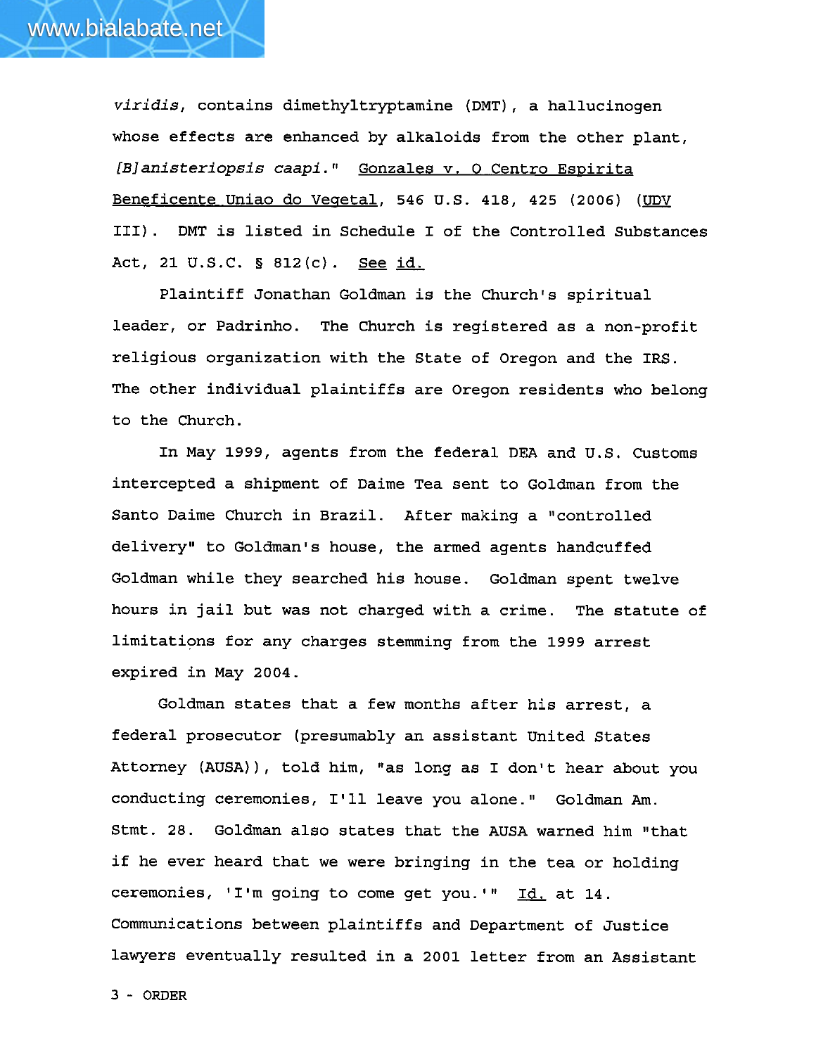*viridis*, contains dimethyltryptamine (DMT), a hallucinogen whose effects are enhanced by alkaloids from the other plant, *[B]anisteriopsis caapi*." Gonzales v. O Centro Espirita Beneficente Uniao do Vegetal, 546 U.S. 418, 425 (2006) (UDV III). DMT is listed in Schedule I of the Controlled Substances Act, 21 U.S.C. § 812(c). See id.

Plaintiff Jonathan Goldman is the Church's spiritual leader, or Padrinho. The Church is registered as a non-profit religious organization with the State of Oregon and the IRS. The other individual plaintiffs are Oregon residents who belong to the Church.

In May 1999, agents from the federal DEA and U.S. Customs intercepted a shipment of Daime Tea sent to Goldman from the Santo Daime Church in Brazil. After making a "controlled delivery" to Goldman's house, the armed agents handcuffed Goldman while they searched his house. Goldman spent twelve hours in jail but was not charged with a crime. The statute of limitations for any charges stemming from the 1999 arrest expired in May 2004.

Goldman states that a few months after his arrest, a federal prosecutor (presumably an assistant United States Attorney (AUSA)), told him, "as long as I don't hear about you conducting ceremonies, I'll leave you alone." Goldman Am. Stmt. 28. Goldman also states that the AUSA warned him "that if he ever heard that we were bringing in the tea or holding ceremonies, 'I'm going to come get you.'" Id. at 14. Communications between plaintiffs and Department of Justice lawyers eventually resulted in a 2001 letter from an Assistant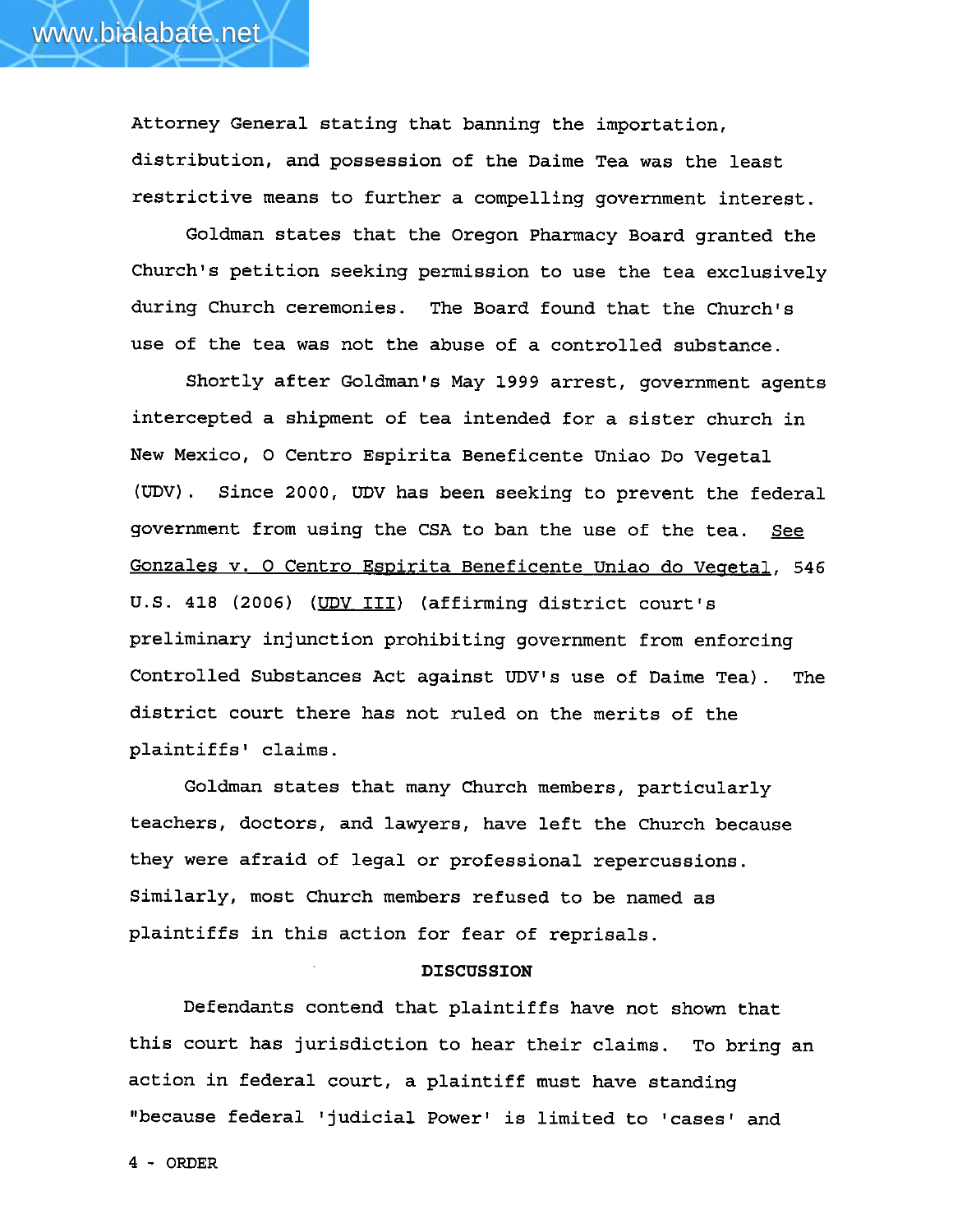Attorney General stating that banning the importation, distribution, and possession of the Daime Tea was the least restrictive means to further a compelling government interest.

Goldman states that the Oregon Pharmacy Board granted the Church's petition seeking permission to use the tea exclusively during Church ceremonies. The Board found that the Church's use of the tea was not the abuse of a controlled substance.

Shortly after Goldman's May 1999 arrest, government agents intercepted a shipment of tea intended for a sister church in New Mexico, O Centro Espirita Beneficente Uniao Do Vegetal (UDV). Since 2000, UDV has been seeking to prevent the federal government from using the CSA to ban the use of the tea. See Gonzales v. O Centro Espirita Beneficente Uniao do Vegetal, 546 U.S. 418 (2006) (UDV III) (affirming district court's preliminary injunction prohibiting government from enforcing Controlled Substances Act against UDV's use of Daime Tea). The district court there has not ruled on the merits of the plaintiffs' claims.

Goldman states that many Church members, particularly teachers, doctors, and lawyers, have left the Church because they were afraid of legal or professional repercussions. Similarly, most Church members refused to be named as plaintiffs in this action for fear of reprisals.

**DISCUSSION**

Defendants contend that plaintiffs have not shown that this court has jurisdiction to hear their claims. To bring an action in federal court, a plaintiff must have standing "because federal 'judicial Power' is limited to 'cases' and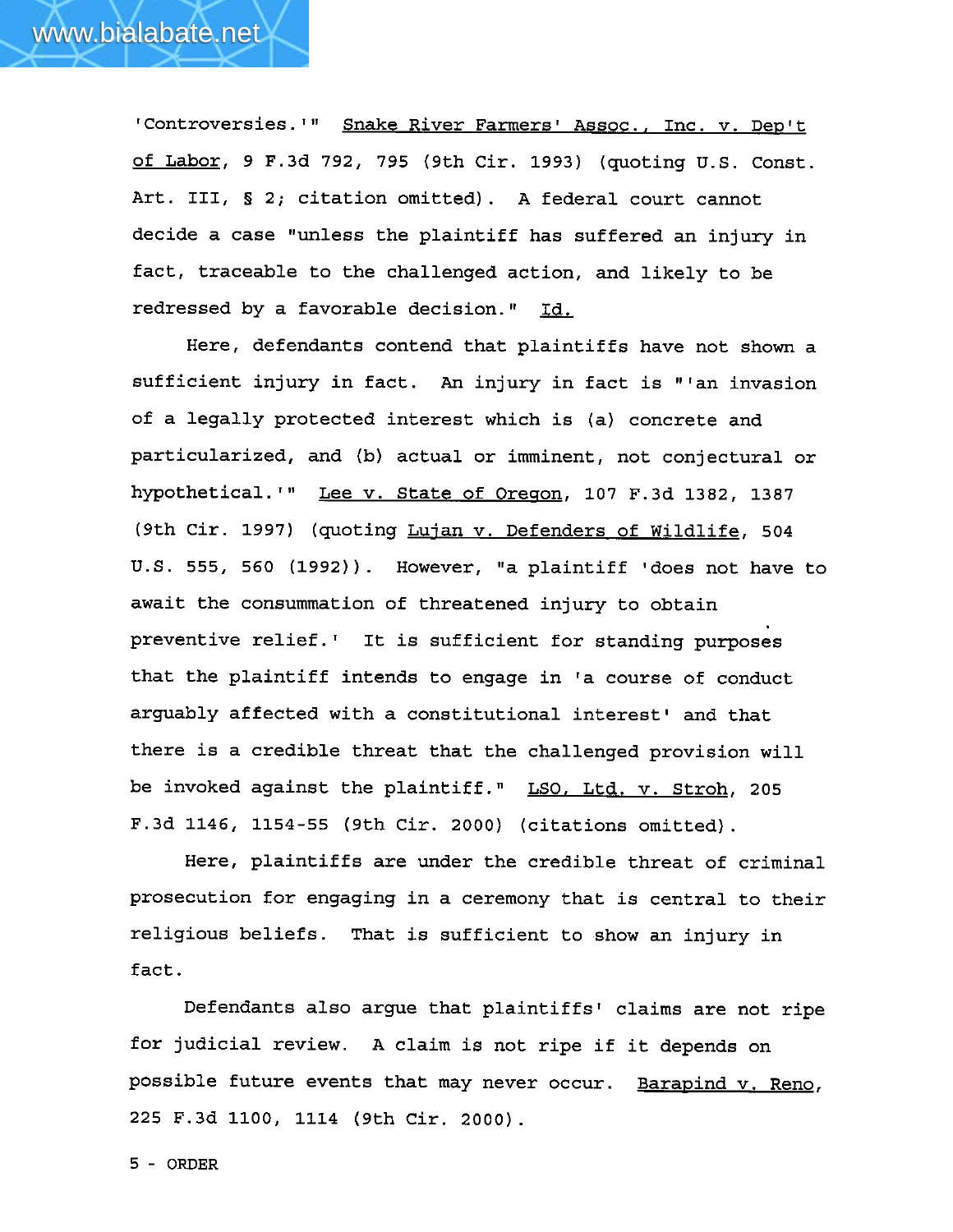'Controversies.'" Snake River Farmers' Assoc., Inc. v. Dep't of Labor, 9 F.3d 792, 795 (9th Cir. 1993) (quoting U.S. Const. Art. III, § 2; citation omitted). A federal court cannot decide a case "unless the plaintiff has suffered an injury in fact, traceable to the challenged action, and likely to be redressed by a favorable decision." Id.

Here, defendants contend that plaintiffs have not shown a sufficient injury in fact. An injury in fact is "'an invasion of a legally protected interest which is (a) concrete and particularized, and (b) actual or imminent, not conjectural or hypothetical.'" Lee v. State of Oregon, 107 F.3d 1382, 1387 (9th Cir. 1997) (quoting Lujan v. Defenders of Wildlife, 504 U.S. 555, 560 (1992)). However, "a plaintiff 'does not have to await the consummation of threatened injury to obtain preventive relief.' It is sufficient for standing purposes that the plaintiff intends to engage in 'a course of conduct arguably affected with a constitutional interest' and that there is a credible threat that the challenged provision will be invoked against the plaintiff." LSO, Ltd. v. Stroh, 205 F.3d 1146, 1154-55 (9th Cir. 2000) (citations omitted).

Here, plaintiffs are under the credible threat of criminal prosecution for engaging in a ceremony that is central to their religious beliefs. That is sufficient to show an injury in fact.

Defendants also argue that plaintiffs' claims are not ripe for judicial review. A claim is not ripe if it depends on possible future events that may never occur. Barapind v. Reno, 225 F.3d 1100, 1114 (9th Cir. 2000).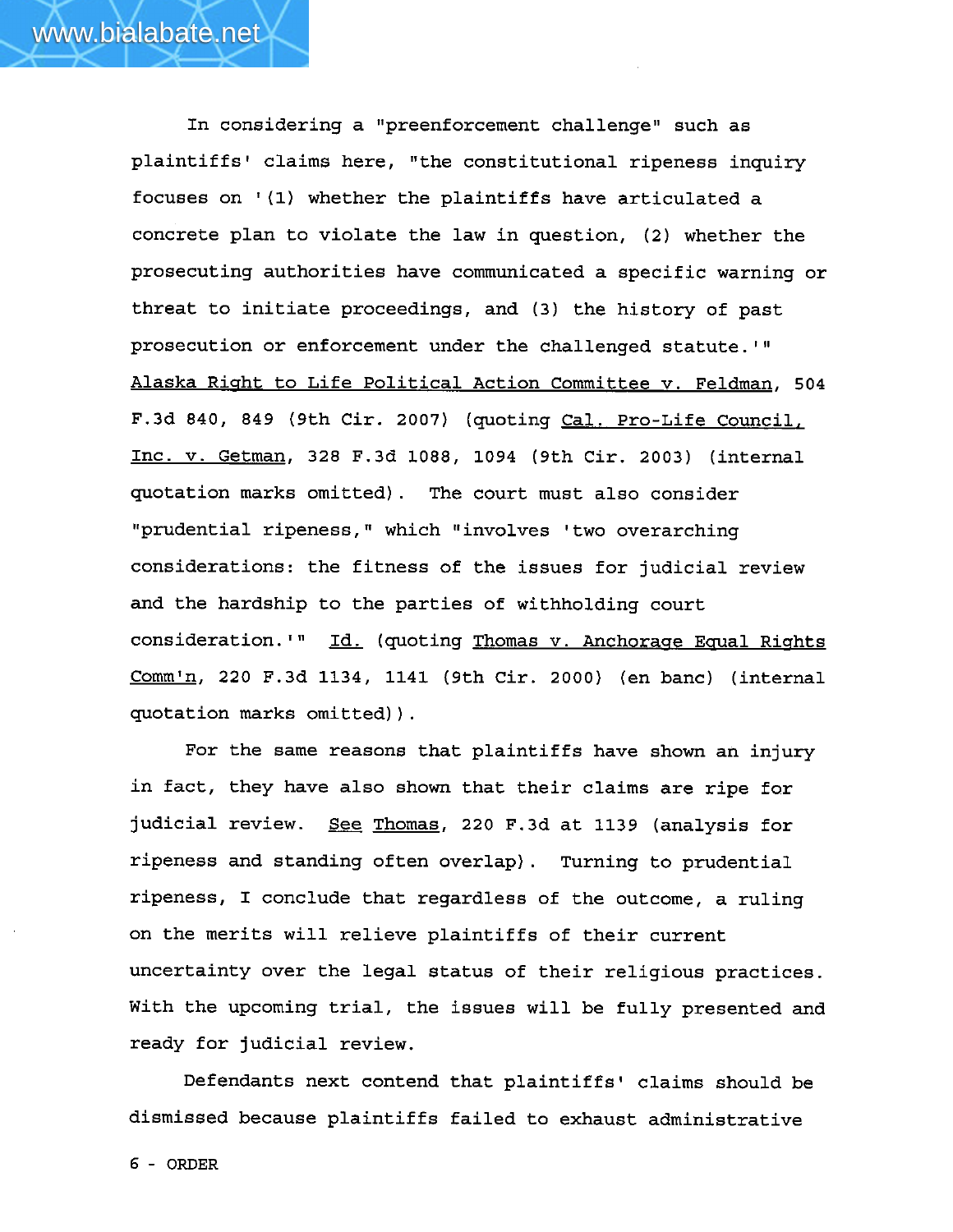In considering a "preenforcement challenge" such as plaintiffs' claims here, "the constitutional ripeness inquiry focuses on '(1) whether the plaintiffs have articulated a concrete plan to violate the law in question, (2) whether the prosecuting authorities have communicated a specific warning or threat to initiate proceedings, and (3) the history of past prosecution or enforcement under the challenged statute.'" Alaska Right to Life Political Action Committee v. Feldman, 504 F.3d 840, 849 (9th Cir. 2007) (quoting Cal. Pro-Life Council, Inc. v. Getman, 328 F.3d 1088, 1094 (9th Cir. 2003) (internal quotation marks omitted). The court must also consider "prudential ripeness," which "involves 'two overarching considerations: the fitness of the issues for judicial review and the hardship to the parties of withholding court consideration.'" Id. (quoting Thomas v. Anchorage Equal Rights Comm'n, 220 F.3d 1134, 1141 (9th Cir. 2000) (en banc) (internal quotation marks omitted)).

For the same reasons that plaintiffs have shown an injury in fact, they have also shown that their claims are ripe for judicial review. See Thomas, 220 F.3d at 1139 (analysis for ripeness and standing often overlap). Turning to prudential ripeness, I conclude that regardless of the outcome, a ruling on the merits will relieve plaintiffs of their current uncertainty over the legal status of their religious practices. With the upcoming trial, the issues will be fully presented and ready for judicial review.

Defendants next contend that plaintiffs' claims should be dismissed because plaintiffs failed to exhaust administrative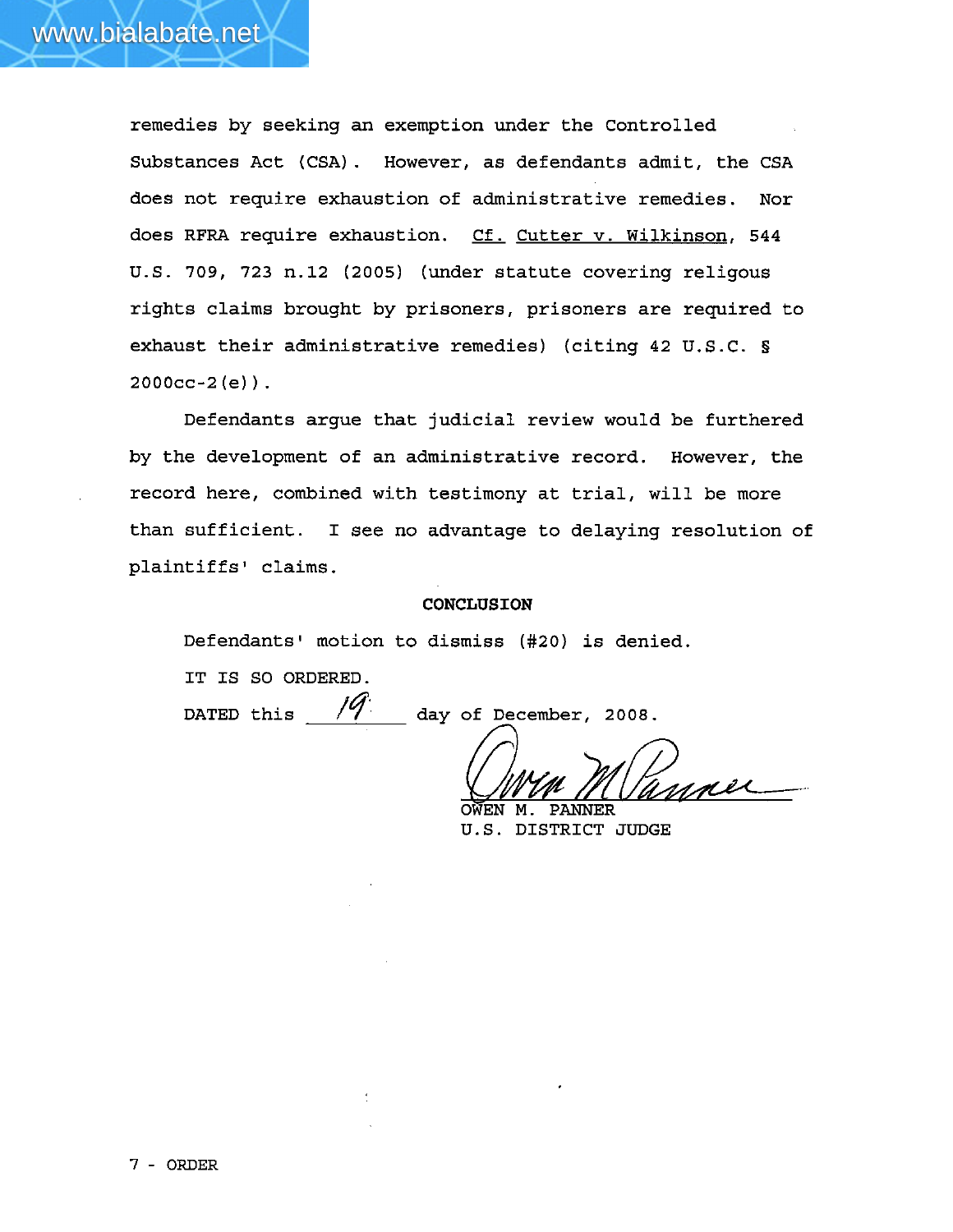remedies by seeking an exemption under the Controlled Substances Act (CSA). However, as defendants admit, the CSA does not require exhaustion of administrative remedies. Nor does RFRA require exhaustion. Cf. Cutter v. Wilkinson, 544 U.S. 709, 723 n.12 (2005) (under statute covering religous rights claims brought by prisoners, prisoners are required to exhaust their administrative remedies) (citing 42 U.S.C. § 2000cc-2(e)).

Defendants argue that judicial review would be furthered by the development of an administrative record. However, the record here, combined with testimony at trial, will be more than sufficient. I see no advantage to delaying resolution of plaintiffs' claims.

**CONCLUSION**

Defendants' motion to dismiss (#20) is denied.

IT IS SO ORDERED.

DATED this 19 day of December, 2008.

OWEN M. PANNER
U.S. DISTRICT JUDGE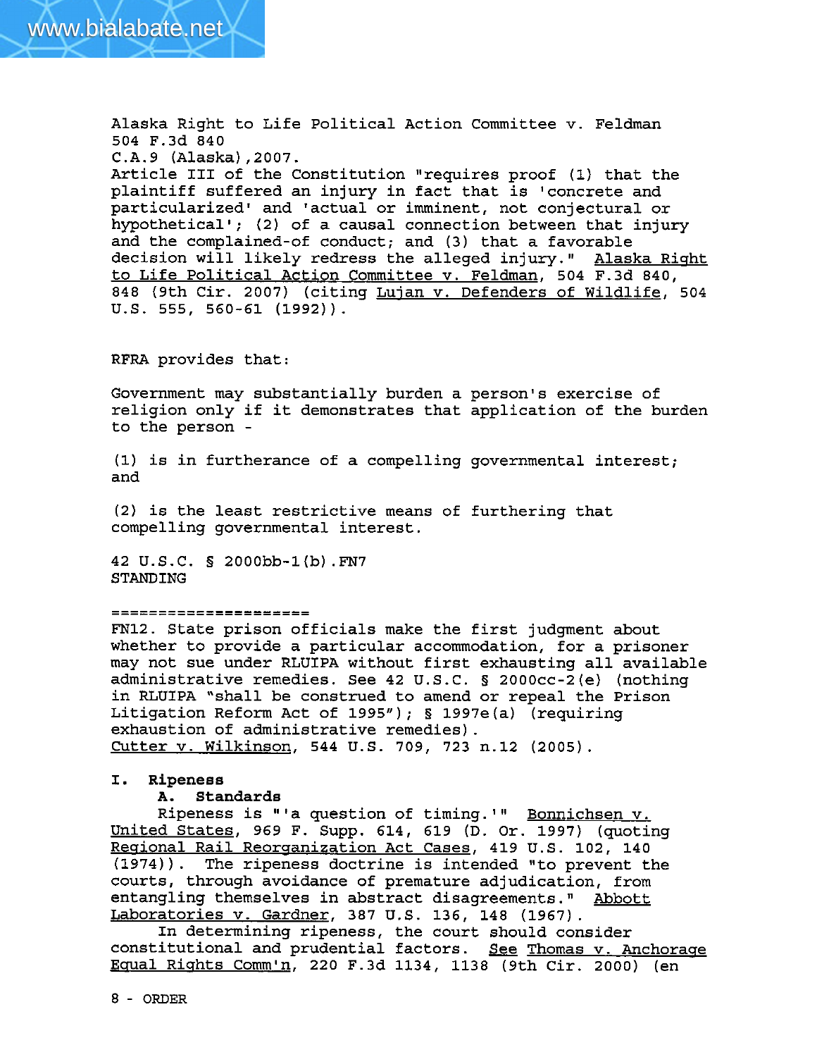Alaska Right to Life Political Action Committee v. Feldman
504 F.3d 840
C.A.9 (Alaska),2007.
Article III of the Constitution "requires proof (1) that the plaintiff suffered an injury in fact that is 'concrete and particularized' and 'actual or imminent, not conjectural or hypothetical'; (2) of a causal connection between that injury and the complained-of conduct; and (3) that a favorable decision will likely redress the alleged injury." Alaska Right to Life Political Action Committee v. Feldman, 504 F.3d 840, 848 (9th Cir. 2007) (citing Lujan v. Defenders of Wildlife, 504 U.S. 555, 560-61 (1992)).

RFRA provides that:

Government may substantially burden a person's exercise of religion only if it demonstrates that application of the burden to the person -

(1) is in furtherance of a compelling governmental interest; and

(2) is the least restrictive means of furthering that compelling governmental interest.

42 U.S.C. § 2000bb-1(b).FN7
STANDING

====================
FN12. State prison officials make the first judgment about whether to provide a particular accommodation, for a prisoner may not sue under RLUIPA without first exhausting all available administrative remedies. See 42 U.S.C. § 2000cc-2(e) (nothing in RLUIPA "shall be construed to amend or repeal the Prison Litigation Reform Act of 1995"); § 1997e(a) (requiring exhaustion of administrative remedies).
Cutter v. Wilkinson, 544 U.S. 709, 723 n.12 (2005).

**I. Ripeness**

**A. Standards**

Ripeness is "'a question of timing.'" Bonnichsen v. United States, 969 F. Supp. 614, 619 (D. Or. 1997) (quoting Regional Rail Reorganization Act Cases, 419 U.S. 102, 140 (1974)). The ripeness doctrine is intended "to prevent the courts, through avoidance of premature adjudication, from entangling themselves in abstract disagreements." Abbott Laboratories v. Gardner, 387 U.S. 136, 148 (1967).

In determining ripeness, the court should consider constitutional and prudential factors. See Thomas v. Anchorage Equal Rights Comm'n, 220 F.3d 1134, 1138 (9th Cir. 2000) (en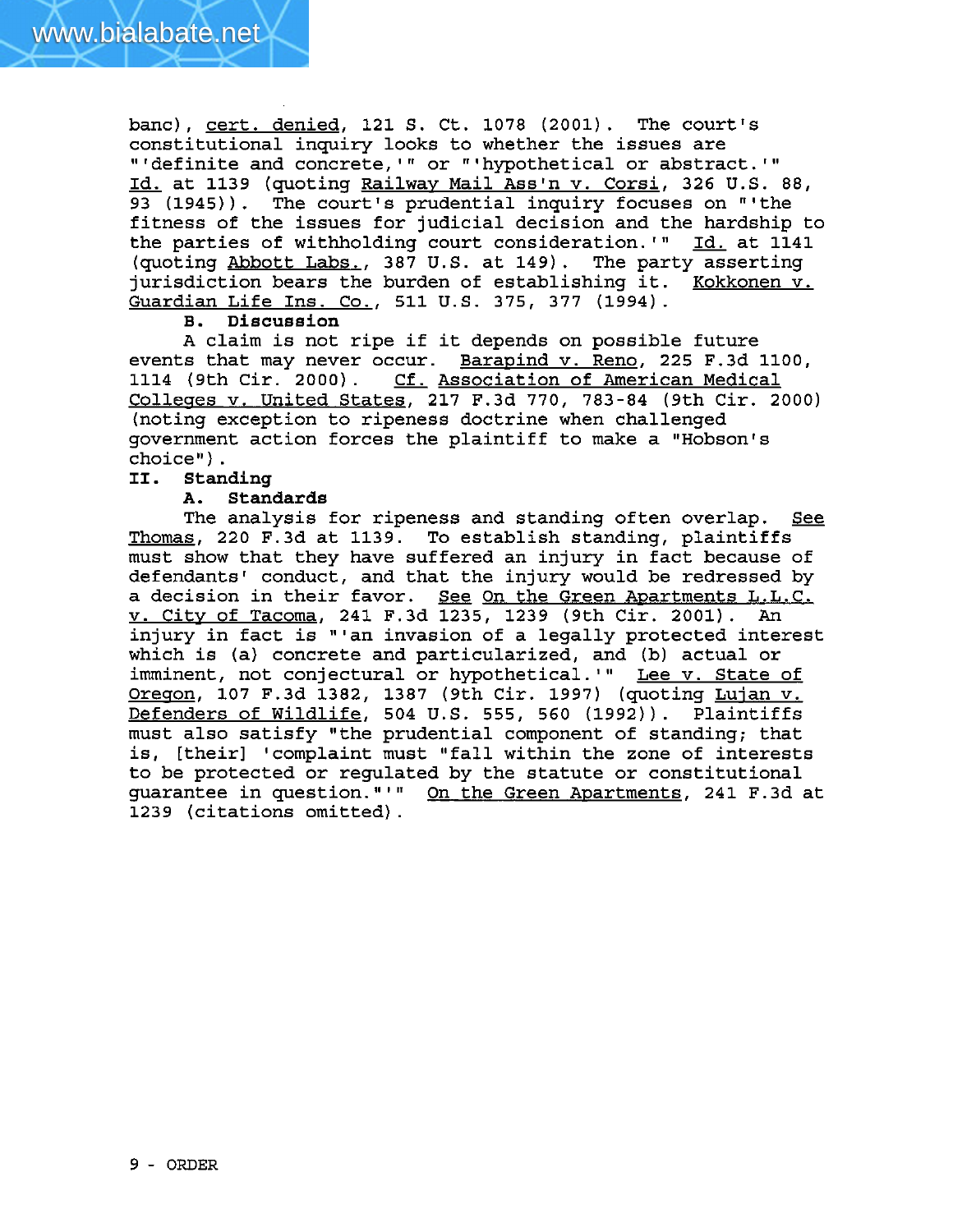banc), cert. denied, 121 S. Ct. 1078 (2001). The court's constitutional inquiry looks to whether the issues are "'definite and concrete,'" or "'hypothetical or abstract.'" Id. at 1139 (quoting Railway Mail Ass'n v. Corsi, 326 U.S. 88, 93 (1945)). The court's prudential inquiry focuses on "'the fitness of the issues for judicial decision and the hardship to the parties of withholding court consideration.'" Id. at 1141 (quoting Abbott Labs., 387 U.S. at 149). The party asserting jurisdiction bears the burden of establishing it. Kokkonen v. Guardian Life Ins. Co., 511 U.S. 375, 377 (1994).

**B. Discussion**

A claim is not ripe if it depends on possible future events that may never occur. Barapind v. Reno, 225 F.3d 1100, 1114 (9th Cir. 2000). Cf. Association of American Medical Colleges v. United States, 217 F.3d 770, 783-84 (9th Cir. 2000) (noting exception to ripeness doctrine when challenged government action forces the plaintiff to make a "Hobson's choice").

## II. Standing

**A. Standards**

The analysis for ripeness and standing often overlap. See Thomas, 220 F.3d at 1139. To establish standing, plaintiffs must show that they have suffered an injury in fact because of defendants' conduct, and that the injury would be redressed by a decision in their favor. See On the Green Apartments L.L.C. v. City of Tacoma, 241 F.3d 1235, 1239 (9th Cir. 2001). An injury in fact is "'an invasion of a legally protected interest which is (a) concrete and particularized, and (b) actual or imminent, not conjectural or hypothetical.'" Lee v. State of Oregon, 107 F.3d 1382, 1387 (9th Cir. 1997) (quoting Lujan v. Defenders of Wildlife, 504 U.S. 555, 560 (1992)). Plaintiffs must also satisfy "the prudential component of standing; that is, [their] 'complaint must "fall within the zone of interests to be protected or regulated by the statute or constitutional guarantee in question."'" On the Green Apartments, 241 F.3d at 1239 (citations omitted).